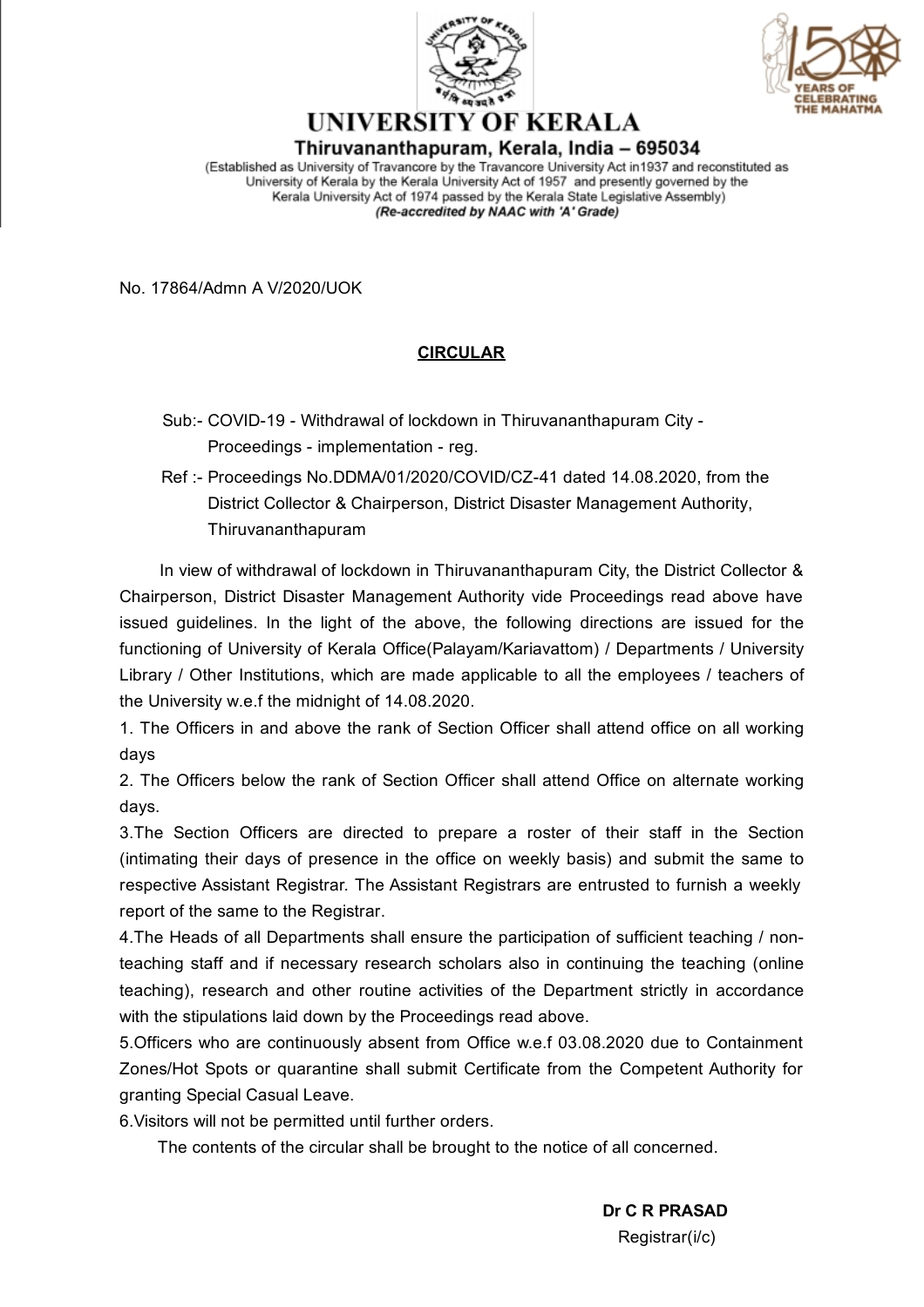# UNIVERSITY OF KERALA

**Thiruvananthapuram, Kerala, India – 695034**

(Established as University of Travancore by the Travancore University Act in1937 and reconstituted as University of Kerala by the Kerala University Act of 1957 and presently governed by the Kerala University Act of 1974 passed by the Kerala State Legislative Assembly)

***(Re-accredited by NAAC with 'A' Grade)***

No. 17864/Admn A V/2020/UOK

## CIRCULAR

Sub:- COVID-19 - Withdrawal of lockdown in Thiruvananthapuram City - Proceedings - implementation - reg.

Ref :- Proceedings No.DDMA/01/2020/COVID/CZ-41 dated 14.08.2020, from the District Collector & Chairperson, District Disaster Management Authority, Thiruvananthapuram

In view of withdrawal of lockdown in Thiruvananthapuram City, the District Collector & Chairperson, District Disaster Management Authority vide Proceedings read above have issued guidelines. In the light of the above, the following directions are issued for the functioning of University of Kerala Office(Palayam/Kariavattom) / Departments / University Library / Other Institutions, which are made applicable to all the employees / teachers of the University w.e.f the midnight of 14.08.2020.

1. The Officers in and above the rank of Section Officer shall attend office on all working days
2. The Officers below the rank of Section Officer shall attend Office on alternate working days.
3. The Section Officers are directed to prepare a roster of their staff in the Section (intimating their days of presence in the office on weekly basis) and submit the same to respective Assistant Registrar. The Assistant Registrars are entrusted to furnish a weekly report of the same to the Registrar.
4. The Heads of all Departments shall ensure the participation of sufficient teaching / non-teaching staff and if necessary research scholars also in continuing the teaching (online teaching), research and other routine activities of the Department strictly in accordance with the stipulations laid down by the Proceedings read above.
5. Officers who are continuously absent from Office w.e.f 03.08.2020 due to Containment Zones/Hot Spots or quarantine shall submit Certificate from the Competent Authority for granting Special Casual Leave.
6. Visitors will not be permitted until further orders.

The contents of the circular shall be brought to the notice of all concerned.

**Dr C R PRASAD**

Registrar(i/c)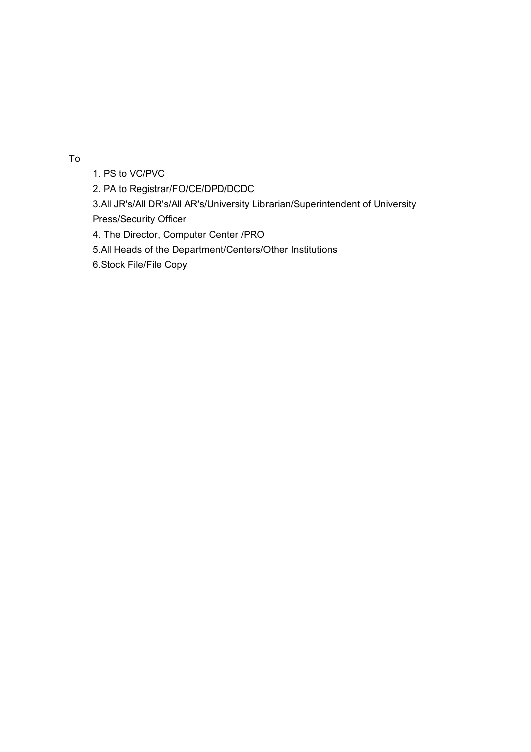To

1. PS to VC/PVC
2. PA to Registrar/FO/CE/DPD/DCDC
3. All JR's/All DR's/All AR's/University Librarian/Superintendent of University Press/Security Officer
4. The Director, Computer Center /PRO
5. All Heads of the Department/Centers/Other Institutions
6. Stock File/File Copy